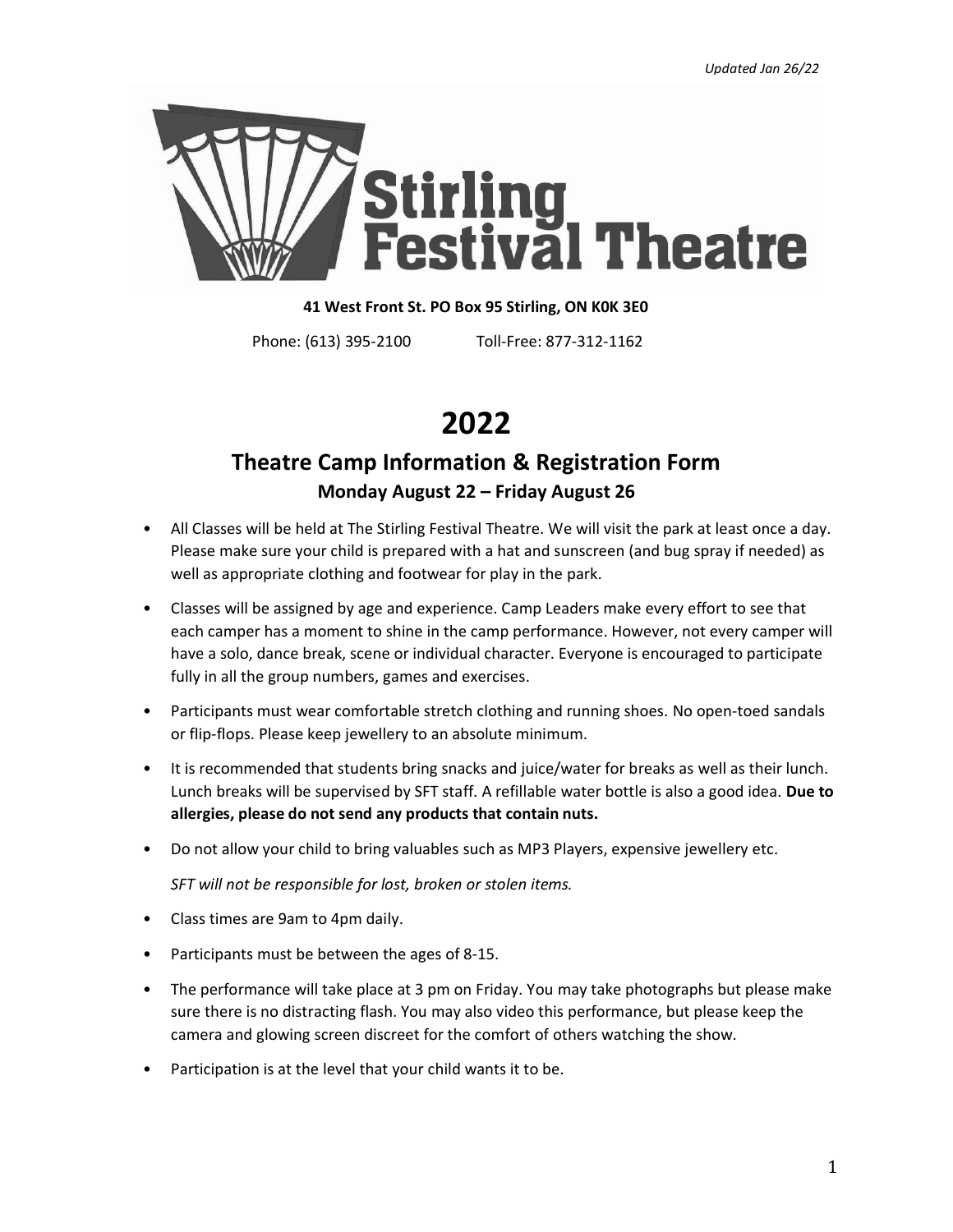*Updated Jan 26/22*

# Stirling Festival Theatre

**41 West Front St. PO Box 95 Stirling, ON K0K 3E0**

Phone: (613) 395-2100 Toll-Free: 877-312-1162

# 2022

## Theatre Camp Information & Registration Form

### Monday August 22 – Friday August 26

- All Classes will be held at The Stirling Festival Theatre. We will visit the park at least once a day. Please make sure your child is prepared with a hat and sunscreen (and bug spray if needed) as well as appropriate clothing and footwear for play in the park.
- Classes will be assigned by age and experience. Camp Leaders make every effort to see that each camper has a moment to shine in the camp performance. However, not every camper will have a solo, dance break, scene or individual character. Everyone is encouraged to participate fully in all the group numbers, games and exercises.
- Participants must wear comfortable stretch clothing and running shoes. No open-toed sandals or flip-flops. Please keep jewellery to an absolute minimum.
- It is recommended that students bring snacks and juice/water for breaks as well as their lunch. Lunch breaks will be supervised by SFT staff. A refillable water bottle is also a good idea. **Due to allergies, please do not send any products that contain nuts.**
- Do not allow your child to bring valuables such as MP3 Players, expensive jewellery etc.

  *SFT will not be responsible for lost, broken or stolen items.*
- Class times are 9am to 4pm daily.
- Participants must be between the ages of 8-15.
- The performance will take place at 3 pm on Friday. You may take photographs but please make sure there is no distracting flash. You may also video this performance, but please keep the camera and glowing screen discreet for the comfort of others watching the show.
- Participation is at the level that your child wants it to be.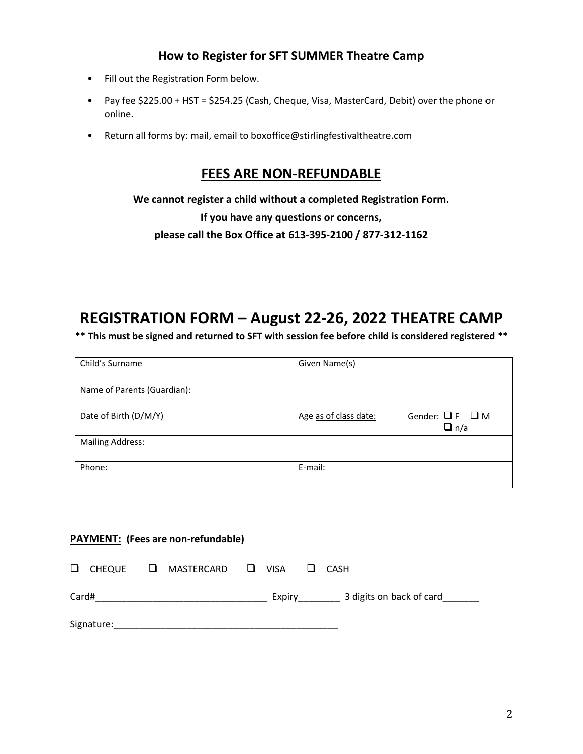## How to Register for SFT SUMMER Theatre Camp

- Fill out the Registration Form below.
- Pay fee $225.00 + HST = $254.25 (Cash, Cheque, Visa, MasterCard, Debit) over the phone or online.
- Return all forms by: mail, email to boxoffice@stirlingfestivaltheatre.com

## FEES ARE NON-REFUNDABLE

**We cannot register a child without a completed Registration Form.**

**If you have any questions or concerns,**

**please call the Box Office at 613-395-2100 / 877-312-1162**

---

# REGISTRATION FORM – August 22-26, 2022 THEATRE CAMP

**\*\* This must be signed and returned to SFT with session fee before child is considered registered \*\***

| Child's Surname | Given Name(s) | |
|---|---|---|
| Name of Parents (Guardian): | | |
| Date of Birth (D/M/Y) | Age as of class date: | Gender: ☐ F ☐ M ☐ n/a |
| Mailing Address: | | |
| Phone: | E-mail: | |

**PAYMENT: (Fees are non-refundable)**

☐ CHEQUE ☐ MASTERCARD ☐ VISA ☐ CASH

Card#_________________________________ Expiry________ 3 digits on back of card_______

Signature:____________________________________________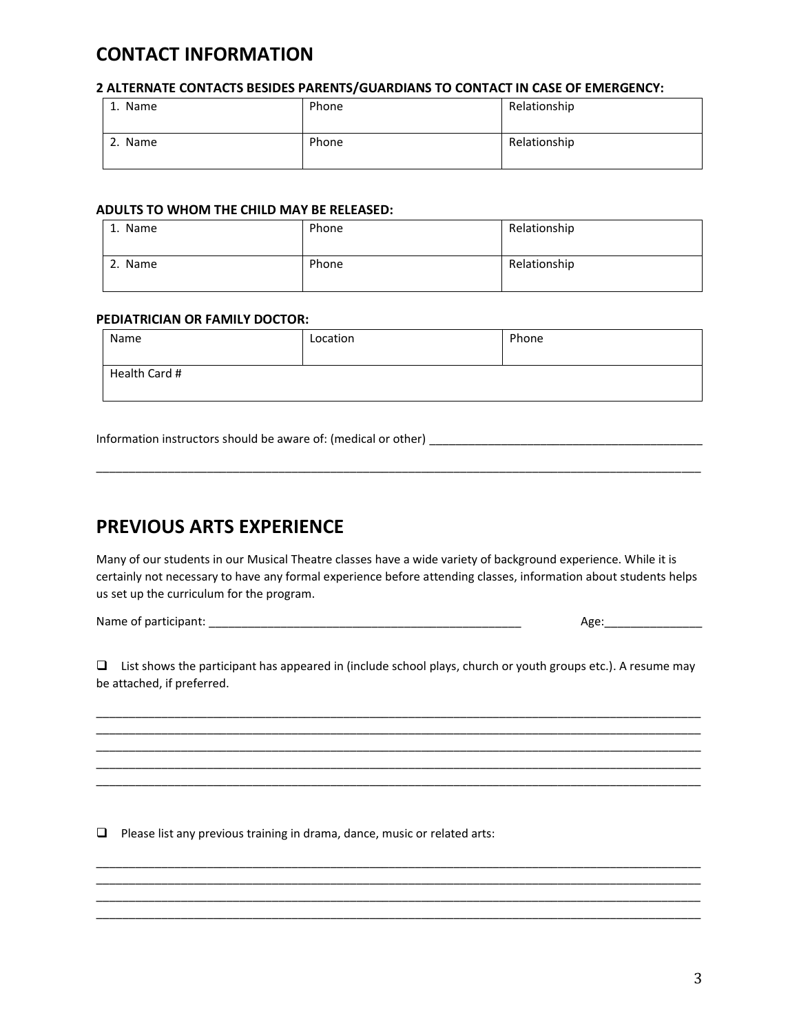# CONTACT INFORMATION

**2 ALTERNATE CONTACTS BESIDES PARENTS/GUARDIANS TO CONTACT IN CASE OF EMERGENCY:**

| 1. Name | Phone | Relationship |
|---|---|---|
| 2. Name | Phone | Relationship |

**ADULTS TO WHOM THE CHILD MAY BE RELEASED:**

| 1. Name | Phone | Relationship |
|---|---|---|
| 2. Name | Phone | Relationship |

**PEDIATRICIAN OR FAMILY DOCTOR:**

| Name | Location | Phone |
|---|---|---|
| Health Card # | | |

Information instructors should be aware of: (medical or other) ___________________________________________

____________________________________________________________________________________________

# PREVIOUS ARTS EXPERIENCE

Many of our students in our Musical Theatre classes have a wide variety of background experience. While it is certainly not necessary to have any formal experience before attending classes, information about students helps us set up the curriculum for the program.

Name of participant: __________________________________________________ Age:_______________

- ☐ List shows the participant has appeared in (include school plays, church or youth groups etc.). A resume may be attached, if preferred.

____________________________________________________________________________________________
____________________________________________________________________________________________
____________________________________________________________________________________________
____________________________________________________________________________________________
____________________________________________________________________________________________

- ☐ Please list any previous training in drama, dance, music or related arts:

____________________________________________________________________________________________
____________________________________________________________________________________________
____________________________________________________________________________________________
____________________________________________________________________________________________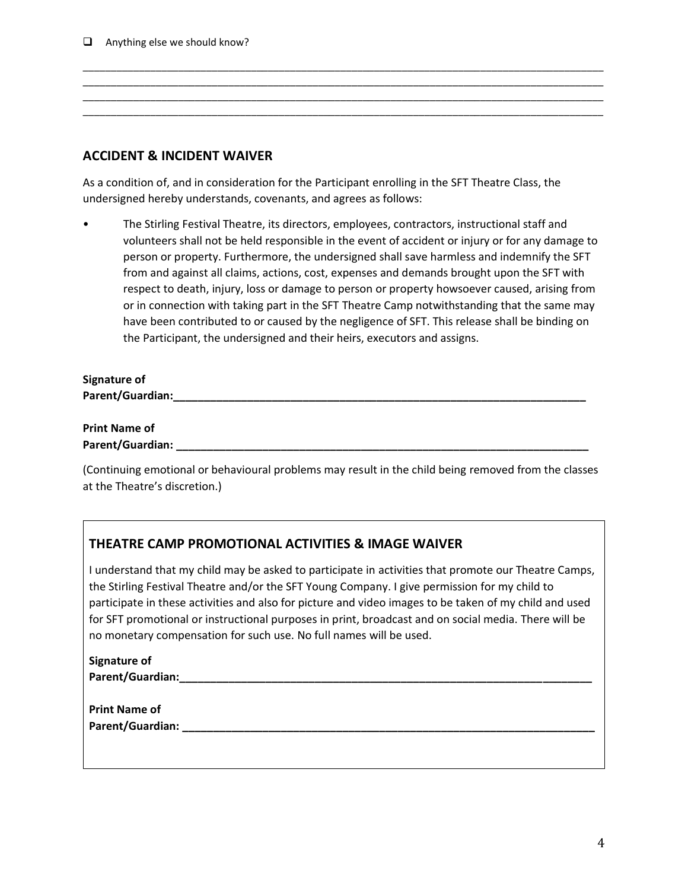- [ ] Anything else we should know?

\_\_\_\_\_\_\_\_\_\_\_\_\_\_\_\_\_\_\_\_\_\_\_\_\_\_\_\_\_\_\_\_\_\_\_\_\_\_\_\_\_\_\_\_\_\_\_\_\_\_\_\_\_\_\_\_\_\_\_\_\_\_\_\_\_\_\_\_\_\_\_\_\_\_\_\_\_\_\_\_\_\_\_\_\_\_\_\_\_\_
\_\_\_\_\_\_\_\_\_\_\_\_\_\_\_\_\_\_\_\_\_\_\_\_\_\_\_\_\_\_\_\_\_\_\_\_\_\_\_\_\_\_\_\_\_\_\_\_\_\_\_\_\_\_\_\_\_\_\_\_\_\_\_\_\_\_\_\_\_\_\_\_\_\_\_\_\_\_\_\_\_\_\_\_\_\_\_\_\_\_
\_\_\_\_\_\_\_\_\_\_\_\_\_\_\_\_\_\_\_\_\_\_\_\_\_\_\_\_\_\_\_\_\_\_\_\_\_\_\_\_\_\_\_\_\_\_\_\_\_\_\_\_\_\_\_\_\_\_\_\_\_\_\_\_\_\_\_\_\_\_\_\_\_\_\_\_\_\_\_\_\_\_\_\_\_\_\_\_\_\_
\_\_\_\_\_\_\_\_\_\_\_\_\_\_\_\_\_\_\_\_\_\_\_\_\_\_\_\_\_\_\_\_\_\_\_\_\_\_\_\_\_\_\_\_\_\_\_\_\_\_\_\_\_\_\_\_\_\_\_\_\_\_\_\_\_\_\_\_\_\_\_\_\_\_\_\_\_\_\_\_\_\_\_\_\_\_\_\_\_\_

## ACCIDENT & INCIDENT WAIVER

As a condition of, and in consideration for the Participant enrolling in the SFT Theatre Class, the undersigned hereby understands, covenants, and agrees as follows:

- The Stirling Festival Theatre, its directors, employees, contractors, instructional staff and volunteers shall not be held responsible in the event of accident or injury or for any damage to person or property. Furthermore, the undersigned shall save harmless and indemnify the SFT from and against all claims, actions, cost, expenses and demands brought upon the SFT with respect to death, injury, loss or damage to person or property howsoever caused, arising from or in connection with taking part in the SFT Theatre Camp notwithstanding that the same may have been contributed to or caused by the negligence of SFT. This release shall be binding on the Participant, the undersigned and their heirs, executors and assigns.

**Signature of Parent/Guardian:**\_\_\_\_\_\_\_\_\_\_\_\_\_\_\_\_\_\_\_\_\_\_\_\_\_\_\_\_\_\_\_\_\_\_\_\_\_\_\_\_\_\_\_\_\_\_\_\_\_\_\_\_\_\_\_\_\_\_\_\_\_\_\_\_

**Print Name of Parent/Guardian:** \_\_\_\_\_\_\_\_\_\_\_\_\_\_\_\_\_\_\_\_\_\_\_\_\_\_\_\_\_\_\_\_\_\_\_\_\_\_\_\_\_\_\_\_\_\_\_\_\_\_\_\_\_\_\_\_\_\_\_\_\_\_\_\_

(Continuing emotional or behavioural problems may result in the child being removed from the classes at the Theatre's discretion.)

## THEATRE CAMP PROMOTIONAL ACTIVITIES & IMAGE WAIVER

I understand that my child may be asked to participate in activities that promote our Theatre Camps, the Stirling Festival Theatre and/or the SFT Young Company. I give permission for my child to participate in these activities and also for picture and video images to be taken of my child and used for SFT promotional or instructional purposes in print, broadcast and on social media. There will be no monetary compensation for such use. No full names will be used.

**Signature of Parent/Guardian:**\_\_\_\_\_\_\_\_\_\_\_\_\_\_\_\_\_\_\_\_\_\_\_\_\_\_\_\_\_\_\_\_\_\_\_\_\_\_\_\_\_\_\_\_\_\_\_\_\_\_\_\_\_\_\_\_\_\_\_\_\_\_\_\_

**Print Name of Parent/Guardian:** \_\_\_\_\_\_\_\_\_\_\_\_\_\_\_\_\_\_\_\_\_\_\_\_\_\_\_\_\_\_\_\_\_\_\_\_\_\_\_\_\_\_\_\_\_\_\_\_\_\_\_\_\_\_\_\_\_\_\_\_\_\_\_\_